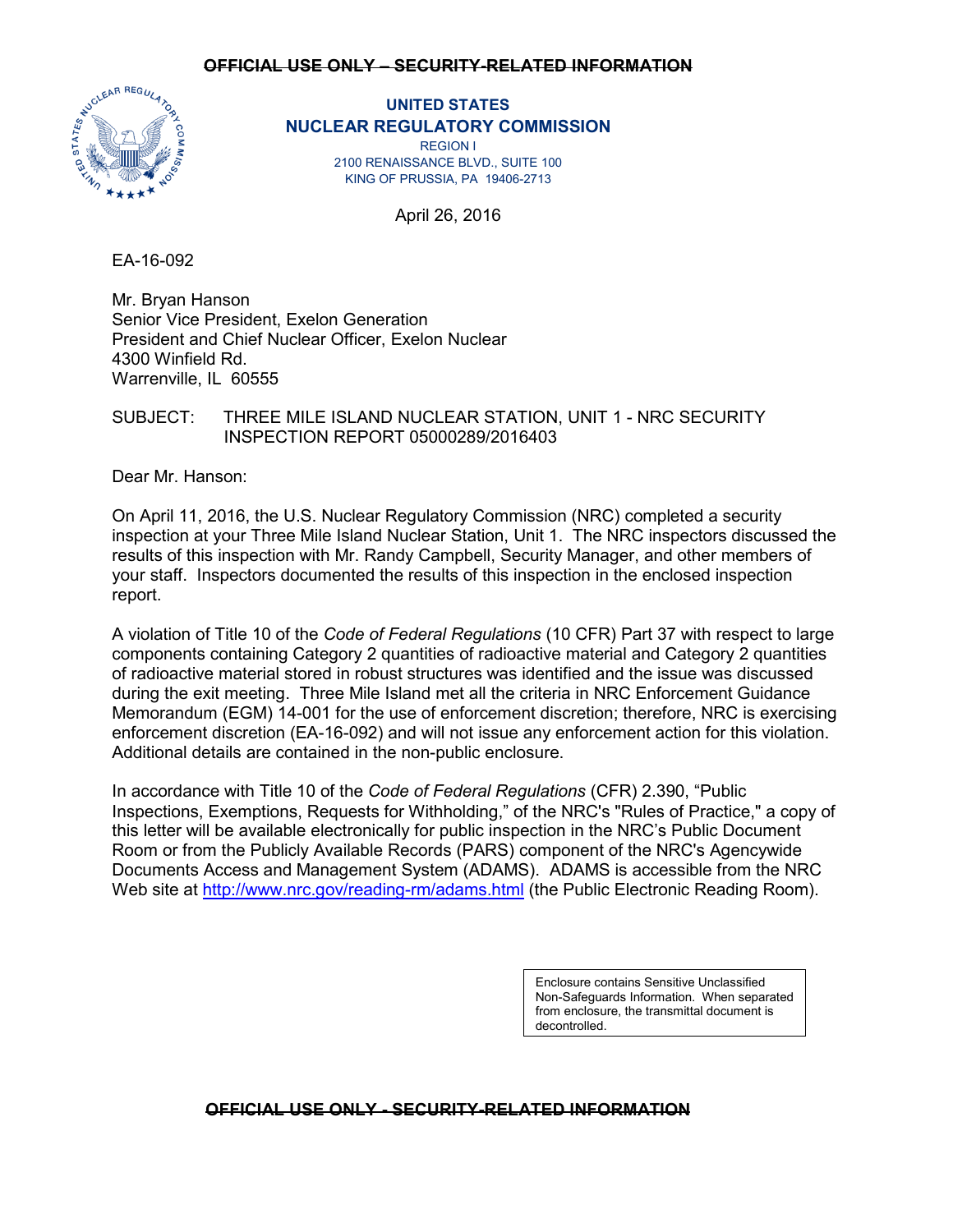~~OFFICIAL USE ONLY – SECURITY-RELATED INFORMATION~~

**UNITED STATES**
**NUCLEAR REGULATORY COMMISSION**
REGION I
2100 RENAISSANCE BLVD., SUITE 100
KING OF PRUSSIA, PA 19406-2713

April 26, 2016

EA-16-092

Mr. Bryan Hanson
Senior Vice President, Exelon Generation
President and Chief Nuclear Officer, Exelon Nuclear
4300 Winfield Rd.
Warrenville, IL 60555

SUBJECT: THREE MILE ISLAND NUCLEAR STATION, UNIT 1 - NRC SECURITY INSPECTION REPORT 05000289/2016403

Dear Mr. Hanson:

On April 11, 2016, the U.S. Nuclear Regulatory Commission (NRC) completed a security inspection at your Three Mile Island Nuclear Station, Unit 1. The NRC inspectors discussed the results of this inspection with Mr. Randy Campbell, Security Manager, and other members of your staff. Inspectors documented the results of this inspection in the enclosed inspection report.

A violation of Title 10 of the *Code of Federal Regulations* (10 CFR) Part 37 with respect to large components containing Category 2 quantities of radioactive material and Category 2 quantities of radioactive material stored in robust structures was identified and the issue was discussed during the exit meeting. Three Mile Island met all the criteria in NRC Enforcement Guidance Memorandum (EGM) 14-001 for the use of enforcement discretion; therefore, NRC is exercising enforcement discretion (EA-16-092) and will not issue any enforcement action for this violation. Additional details are contained in the non-public enclosure.

In accordance with Title 10 of the *Code of Federal Regulations* (CFR) 2.390, "Public Inspections, Exemptions, Requests for Withholding," of the NRC's "Rules of Practice," a copy of this letter will be available electronically for public inspection in the NRC's Public Document Room or from the Publicly Available Records (PARS) component of the NRC's Agencywide Documents Access and Management System (ADAMS). ADAMS is accessible from the NRC Web site at http://www.nrc.gov/reading-rm/adams.html (the Public Electronic Reading Room).

Enclosure contains Sensitive Unclassified Non-Safeguards Information. When separated from enclosure, the transmittal document is decontrolled.

~~OFFICIAL USE ONLY - SECURITY-RELATED INFORMATION~~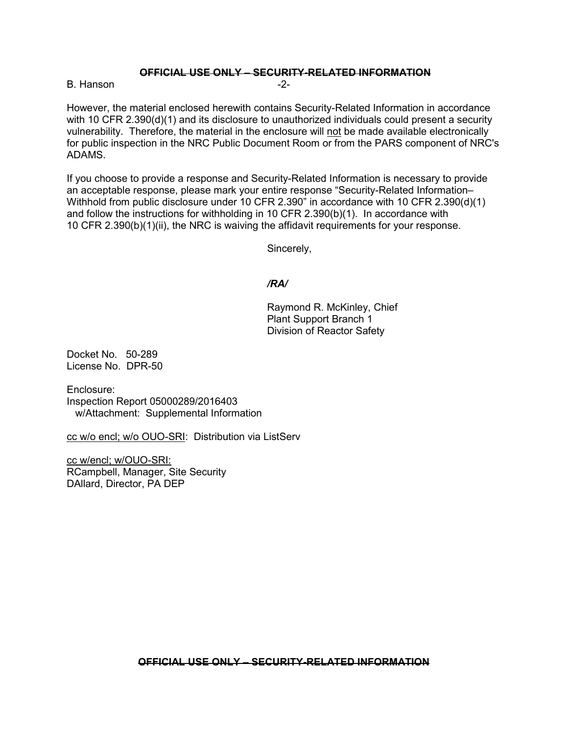However, the material enclosed herewith contains Security-Related Information in accordance with 10 CFR 2.390(d)(1) and its disclosure to unauthorized individuals could present a security vulnerability. Therefore, the material in the enclosure will not be made available electronically for public inspection in the NRC Public Document Room or from the PARS component of NRC's ADAMS.

If you choose to provide a response and Security-Related Information is necessary to provide an acceptable response, please mark your entire response "Security-Related Information– Withhold from public disclosure under 10 CFR 2.390" in accordance with 10 CFR 2.390(d)(1) and follow the instructions for withholding in 10 CFR 2.390(b)(1). In accordance with 10 CFR 2.390(b)(1)(ii), the NRC is waiving the affidavit requirements for your response.

Sincerely,

***/RA/***

Raymond R. McKinley, Chief
Plant Support Branch 1
Division of Reactor Safety

Docket No. 50-289
License No. DPR-50

Enclosure:
Inspection Report 05000289/2016403
w/Attachment: Supplemental Information

cc w/o encl; w/o OUO-SRI: Distribution via ListServ

cc w/encl; w/OUO-SRI:
RCampbell, Manager, Site Security
DAllard, Director, PA DEP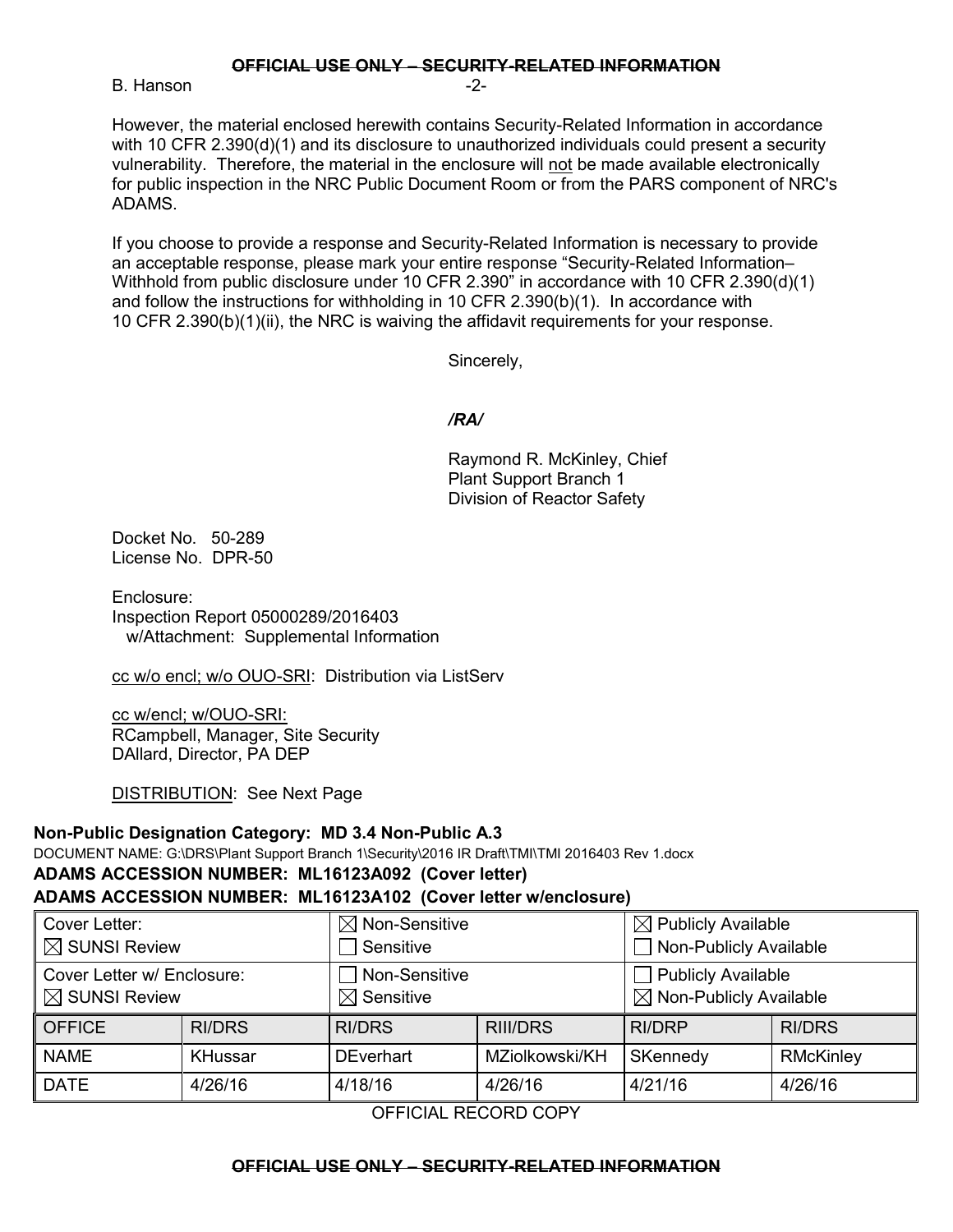~~OFFICIAL USE ONLY – SECURITY-RELATED INFORMATION~~

B. Hanson

However, the material enclosed herewith contains Security-Related Information in accordance with 10 CFR 2.390(d)(1) and its disclosure to unauthorized individuals could present a security vulnerability. Therefore, the material in the enclosure will not be made available electronically for public inspection in the NRC Public Document Room or from the PARS component of NRC's ADAMS.

If you choose to provide a response and Security-Related Information is necessary to provide an acceptable response, please mark your entire response "Security-Related Information– Withhold from public disclosure under 10 CFR 2.390" in accordance with 10 CFR 2.390(d)(1) and follow the instructions for withholding in 10 CFR 2.390(b)(1). In accordance with 10 CFR 2.390(b)(1)(ii), the NRC is waiving the affidavit requirements for your response.

Sincerely,

***/RA/***

Raymond R. McKinley, Chief
Plant Support Branch 1
Division of Reactor Safety

Docket No. 50-289
License No. DPR-50

Enclosure:
Inspection Report 05000289/2016403
w/Attachment: Supplemental Information

cc w/o encl; w/o OUO-SRI: Distribution via ListServ

cc w/encl; w/OUO-SRI:
RCampbell, Manager, Site Security
DAllard, Director, PA DEP

DISTRIBUTION: See Next Page

**Non-Public Designation Category: MD 3.4 Non-Public A.3**

DOCUMENT NAME: G:\DRS\Plant Support Branch 1\Security\2016 IR Draft\TMI\TMI 2016403 Rev 1.docx

**ADAMS ACCESSION NUMBER: ML16123A092 (Cover letter)**

**ADAMS ACCESSION NUMBER: ML16123A102 (Cover letter w/enclosure)**

| Cover Letter: ☒ SUNSI Review | | ☒ Non-Sensitive ☐ Sensitive | | ☒ Publicly Available ☐ Non-Publicly Available | |
|---|---|---|---|---|---|
| Cover Letter w/ Enclosure: ☒ SUNSI Review | | ☐ Non-Sensitive ☒ Sensitive | | ☐ Publicly Available ☒ Non-Publicly Available | |
| OFFICE | RI/DRS | RI/DRS | RIII/DRS | RI/DRP | RI/DRS |
| NAME | KHussar | DEverhart | MZiolkowski/KH | SKennedy | RMcKinley |
| DATE | 4/26/16 | 4/18/16 | 4/26/16 | 4/21/16 | 4/26/16 |

OFFICIAL RECORD COPY

~~OFFICIAL USE ONLY – SECURITY-RELATED INFORMATION~~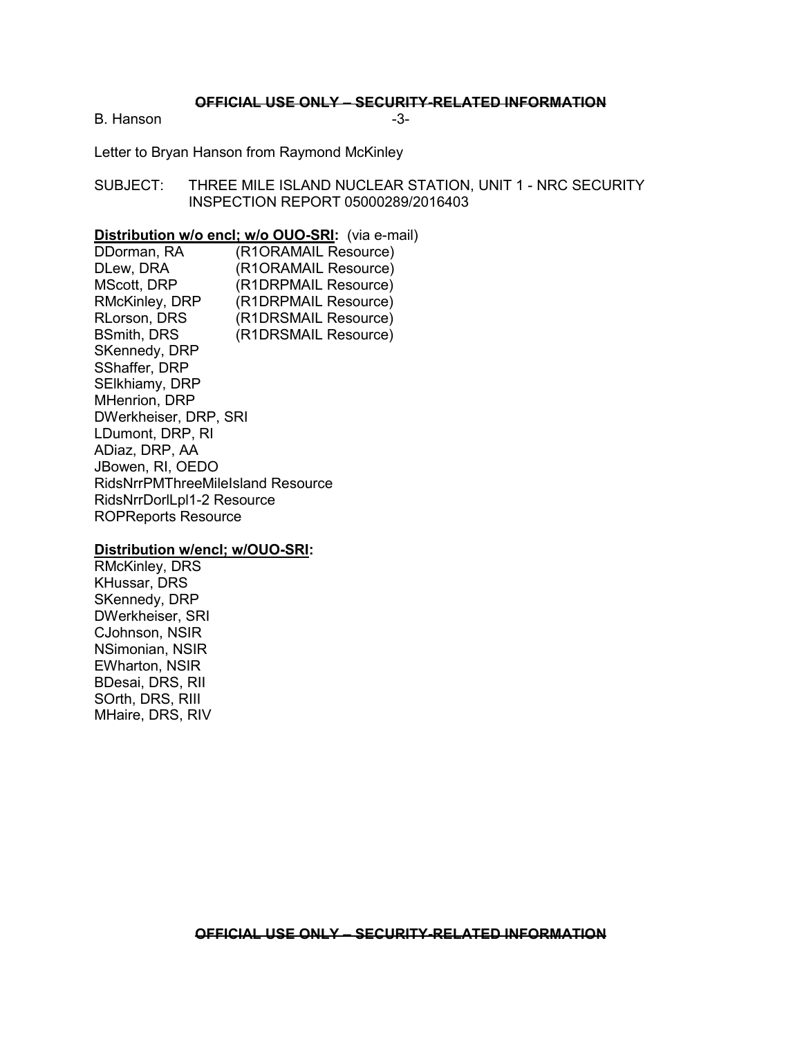Letter to Bryan Hanson from Raymond McKinley

SUBJECT: THREE MILE ISLAND NUCLEAR STATION, UNIT 1 - NRC SECURITY INSPECTION REPORT 05000289/2016403

**Distribution w/o encl; w/o OUO-SRI:** (via e-mail)

DDorman, RA (R1ORAMAIL Resource)
DLew, DRA (R1ORAMAIL Resource)
MScott, DRP (R1DRPMAIL Resource)
RMcKinley, DRP (R1DRPMAIL Resource)
RLorson, DRS (R1DRSMAIL Resource)
BSmith, DRS (R1DRSMAIL Resource)
SKennedy, DRP
SShaffer, DRP
SElkhiamy, DRP
MHenrion, DRP
DWerkheiser, DRP, SRI
LDumont, DRP, RI
ADiaz, DRP, AA
JBowen, RI, OEDO
RidsNrrPMThreeMileIsland Resource
RidsNrrDorlLpl1-2 Resource
ROPReports Resource

**Distribution w/encl; w/OUO-SRI:**

RMcKinley, DRS
KHussar, DRS
SKennedy, DRP
DWerkheiser, SRI
CJohnson, NSIR
NSimonian, NSIR
EWharton, NSIR
BDesai, DRS, RII
SOrth, DRS, RIII
MHaire, DRS, RIV